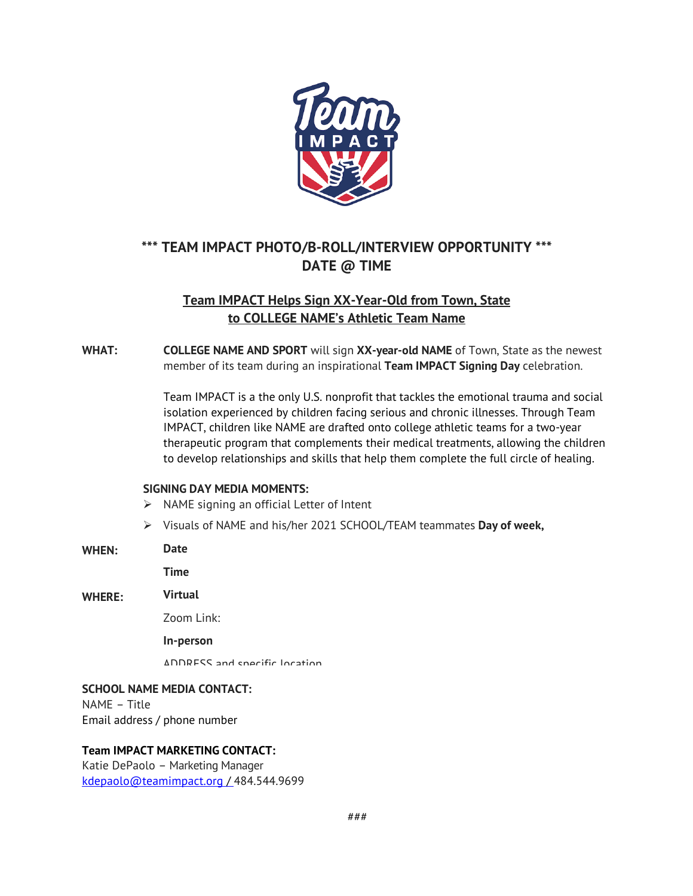# *** TEAM IMPACT PHOTO/B-ROLL/INTERVIEW OPPORTUNITY ***
# DATE @ TIME

## Team IMPACT Helps Sign XX-Year-Old from Town, State to COLLEGE NAME's Athletic Team Name

**WHAT:** **COLLEGE NAME AND SPORT** will sign **XX-year-old NAME** of Town, State as the newest member of its team during an inspirational **Team IMPACT Signing Day** celebration.

Team IMPACT is a the only U.S. nonprofit that tackles the emotional trauma and social isolation experienced by children facing serious and chronic illnesses. Through Team IMPACT, children like NAME are drafted onto college athletic teams for a two-year therapeutic program that complements their medical treatments, allowing the children to develop relationships and skills that help them complete the full circle of healing.

**SIGNING DAY MEDIA MOMENTS:**

- NAME signing an official Letter of Intent
- Visuals of NAME and his/her 2021 SCHOOL/TEAM teammates **Day of week,**

**WHEN:** **Date**

**Time**

**WHERE:** **Virtual**

Zoom Link:

**In-person**

ADDRESS and specific location

**SCHOOL NAME MEDIA CONTACT:**
NAME – Title
Email address / phone number

**Team IMPACT MARKETING CONTACT:**
Katie DePaolo – Marketing Manager
kdepaolo@teamimpact.org / 484.544.9699

###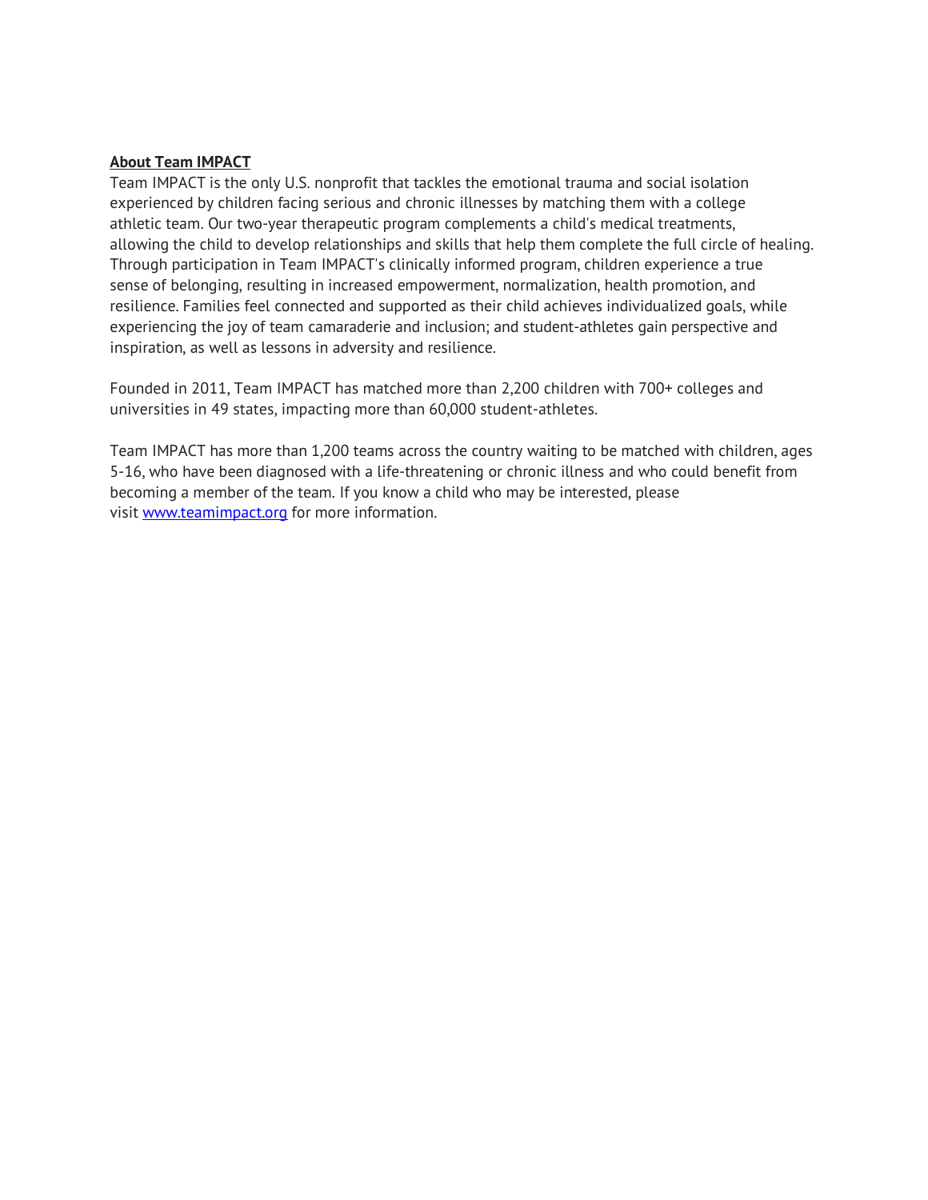**About Team IMPACT**

Team IMPACT is the only U.S. nonprofit that tackles the emotional trauma and social isolation experienced by children facing serious and chronic illnesses by matching them with a college athletic team. Our two-year therapeutic program complements a child's medical treatments, allowing the child to develop relationships and skills that help them complete the full circle of healing. Through participation in Team IMPACT's clinically informed program, children experience a true sense of belonging, resulting in increased empowerment, normalization, health promotion, and resilience. Families feel connected and supported as their child achieves individualized goals, while experiencing the joy of team camaraderie and inclusion; and student-athletes gain perspective and inspiration, as well as lessons in adversity and resilience.

Founded in 2011, Team IMPACT has matched more than 2,200 children with 700+ colleges and universities in 49 states, impacting more than 60,000 student-athletes.

Team IMPACT has more than 1,200 teams across the country waiting to be matched with children, ages 5-16, who have been diagnosed with a life-threatening or chronic illness and who could benefit from becoming a member of the team. If you know a child who may be interested, please visit [www.teamimpact.org](http://www.teamimpact.org) for more information.